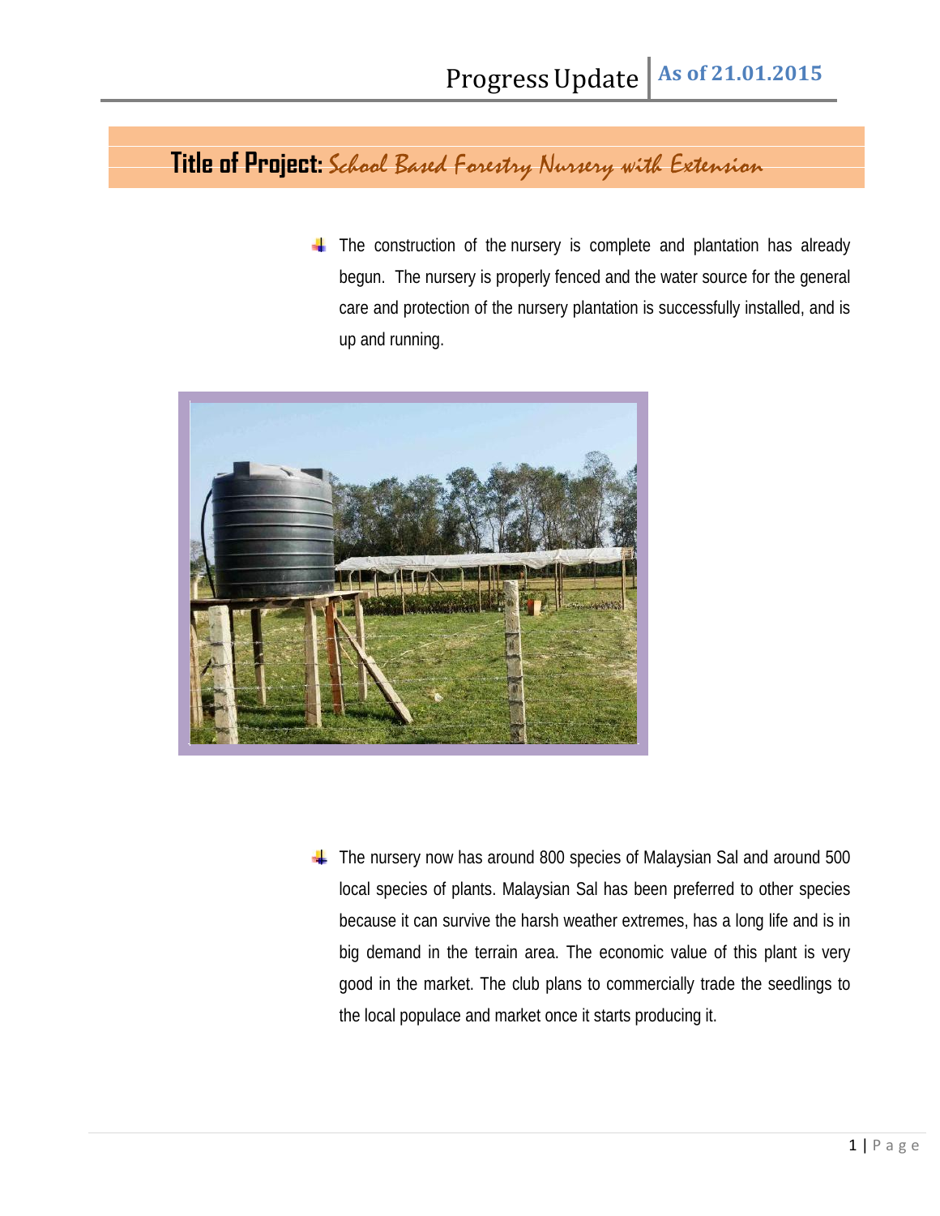Progress Update | As of 21.01.2015

# Title of Project: *School Based Forestry Nursery with Extension*

- The construction of the nursery is complete and plantation has already begun. The nursery is properly fenced and the water source for the general care and protection of the nursery plantation is successfully installed, and is up and running.

- The nursery now has around 800 species of Malaysian Sal and around 500 local species of plants. Malaysian Sal has been preferred to other species because it can survive the harsh weather extremes, has a long life and is in big demand in the terrain area. The economic value of this plant is very good in the market. The club plans to commercially trade the seedlings to the local populace and market once it starts producing it.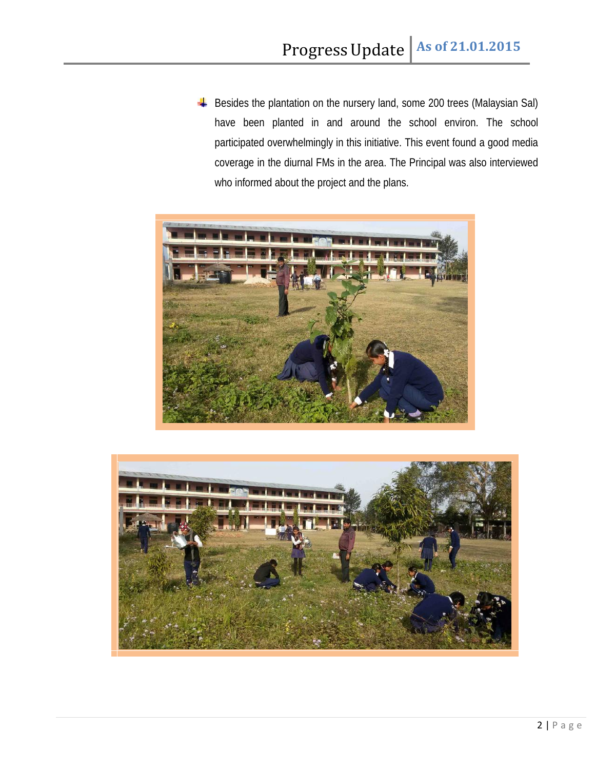- Besides the plantation on the nursery land, some 200 trees (Malaysian Sal) have been planted in and around the school environ. The school participated overwhelmingly in this initiative. This event found a good media coverage in the diurnal FMs in the area. The Principal was also interviewed who informed about the project and the plans.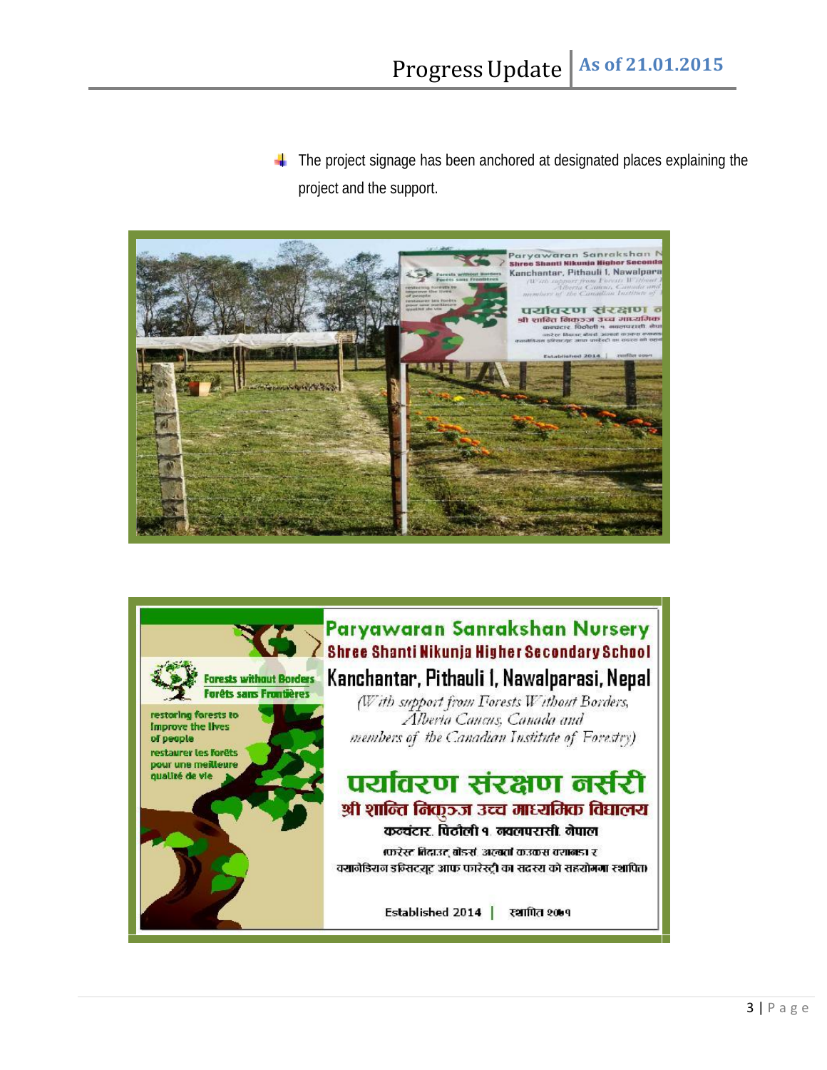- The project signage has been anchored at designated places explaining the project and the support.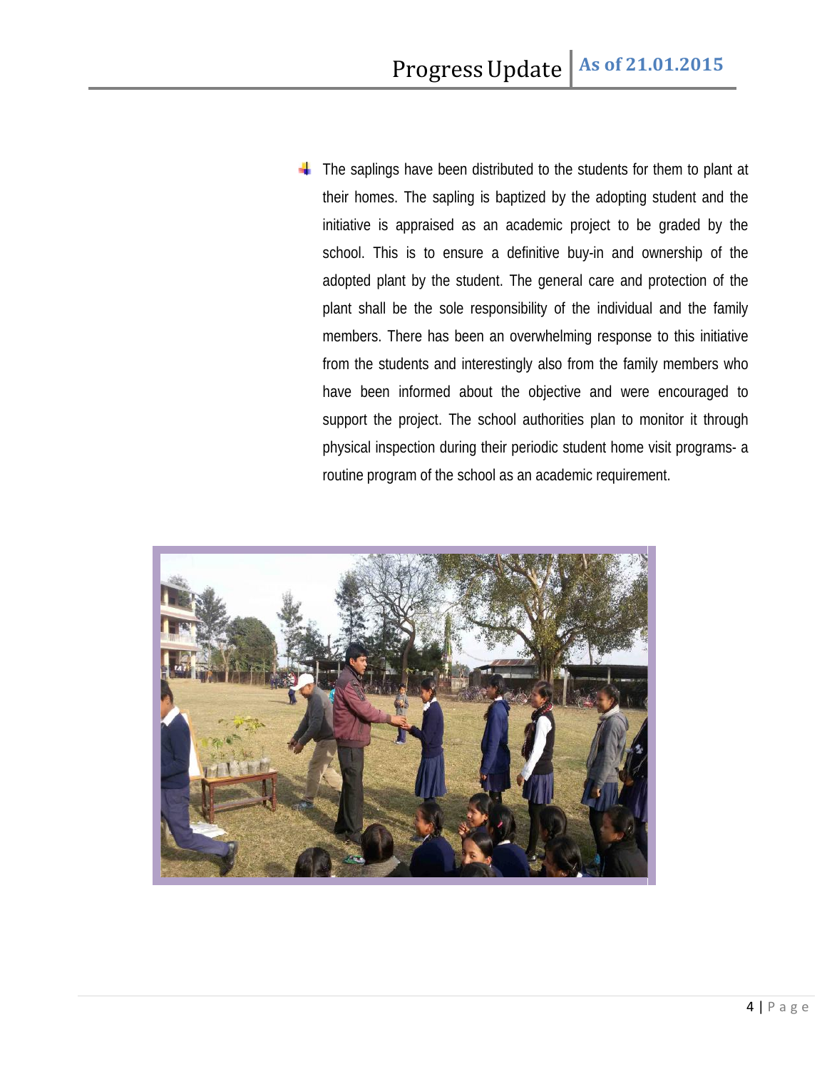- The saplings have been distributed to the students for them to plant at their homes. The sapling is baptized by the adopting student and the initiative is appraised as an academic project to be graded by the school. This is to ensure a definitive buy-in and ownership of the adopted plant by the student. The general care and protection of the plant shall be the sole responsibility of the individual and the family members. There has been an overwhelming response to this initiative from the students and interestingly also from the family members who have been informed about the objective and were encouraged to support the project. The school authorities plan to monitor it through physical inspection during their periodic student home visit programs- a routine program of the school as an academic requirement.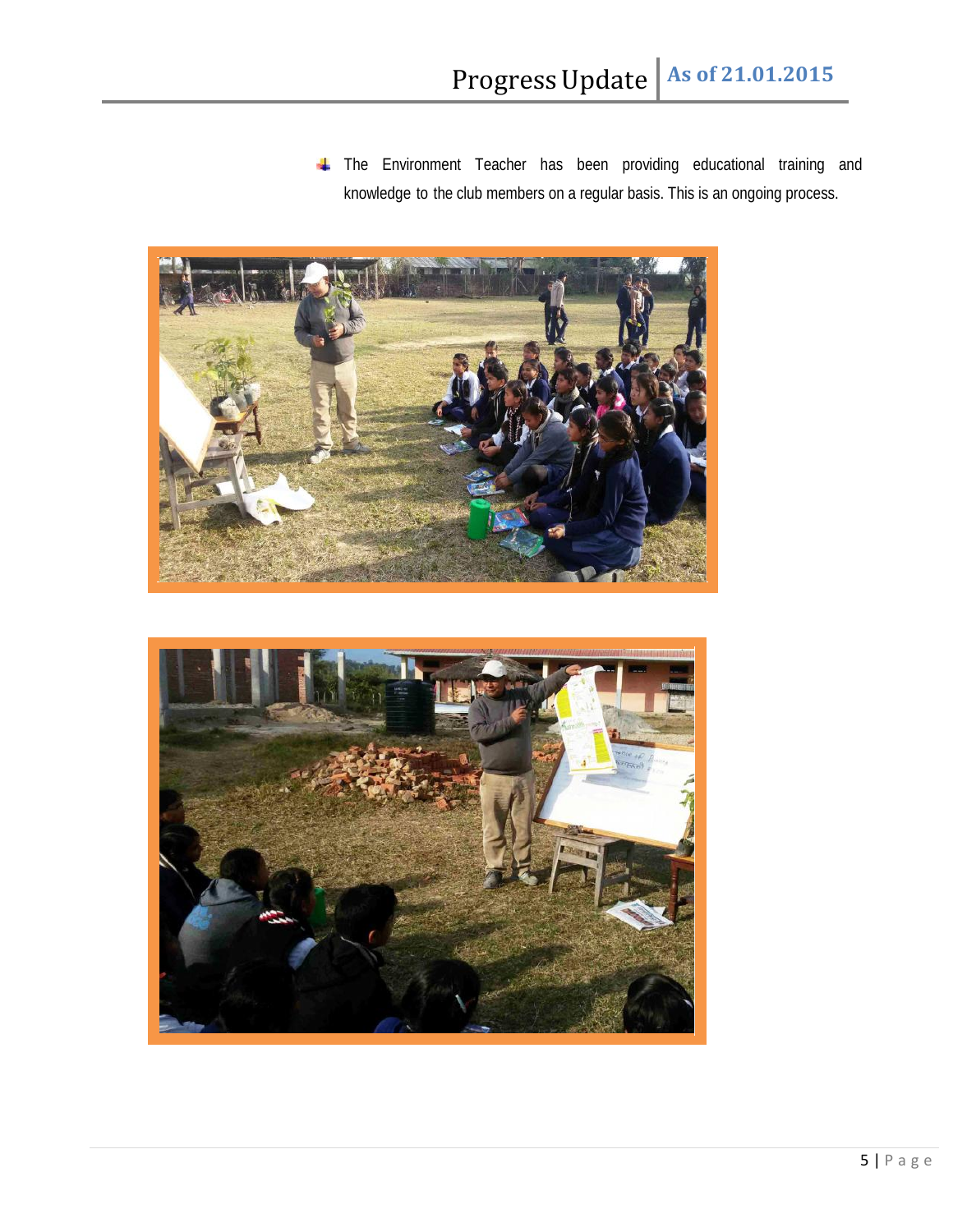- The Environment Teacher has been providing educational training and knowledge to the club members on a regular basis. This is an ongoing process.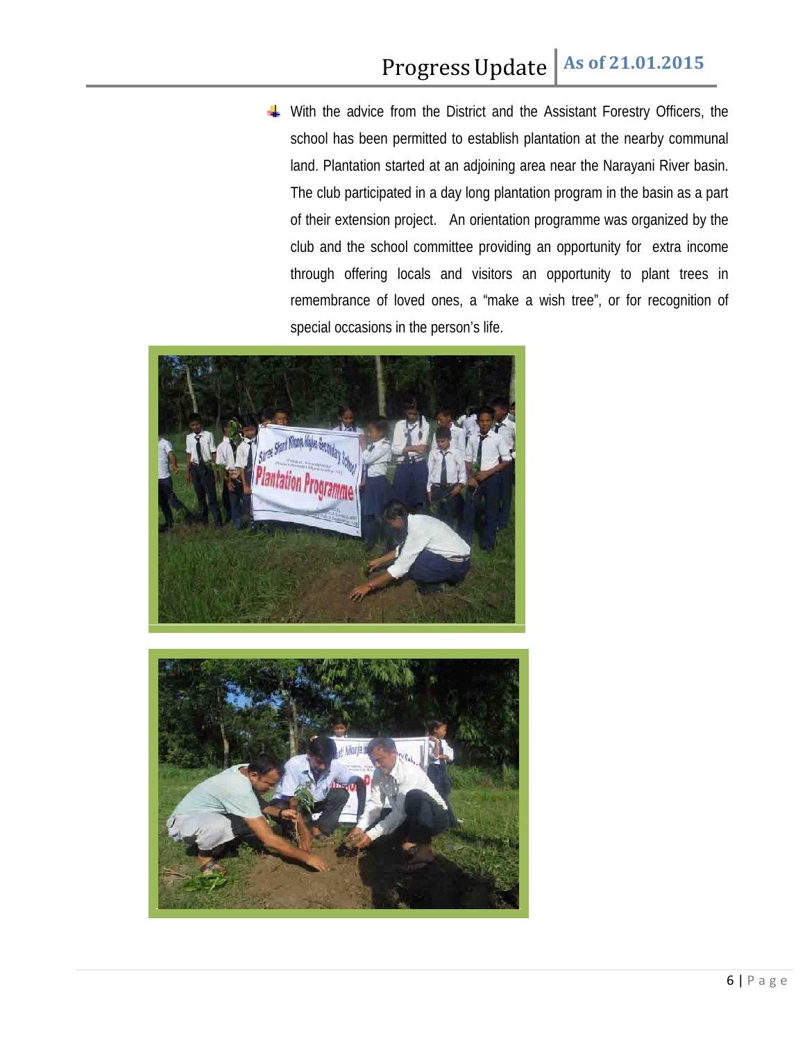- With the advice from the District and the Assistant Forestry Officers, the school has been permitted to establish plantation at the nearby communal land. Plantation started at an adjoining area near the Narayani River basin. The club participated in a day long plantation program in the basin as a part of their extension project. An orientation programme was organized by the club and the school committee providing an opportunity for extra income through offering locals and visitors an opportunity to plant trees in remembrance of loved ones, a "make a wish tree", or for recognition of special occasions in the person's life.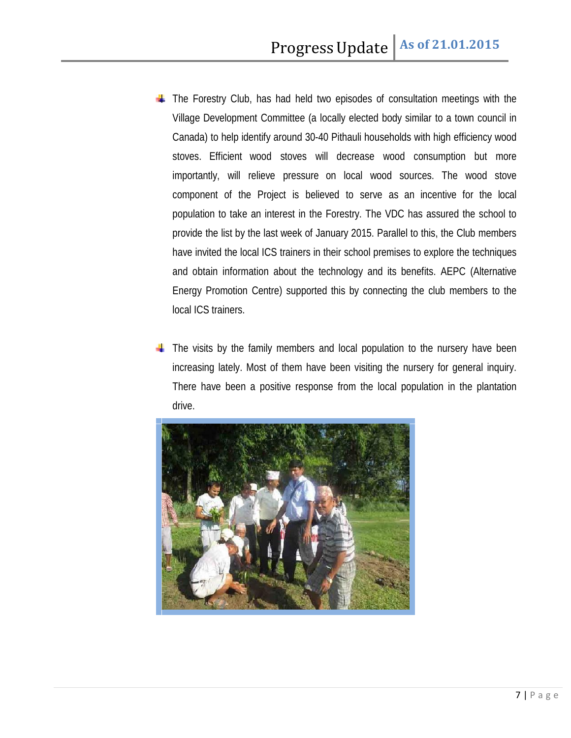- The Forestry Club, has had held two episodes of consultation meetings with the Village Development Committee (a locally elected body similar to a town council in Canada) to help identify around 30-40 Pithauli households with high efficiency wood stoves. Efficient wood stoves will decrease wood consumption but more importantly, will relieve pressure on local wood sources. The wood stove component of the Project is believed to serve as an incentive for the local population to take an interest in the Forestry. The VDC has assured the school to provide the list by the last week of January 2015. Parallel to this, the Club members have invited the local ICS trainers in their school premises to explore the techniques and obtain information about the technology and its benefits. AEPC (Alternative Energy Promotion Centre) supported this by connecting the club members to the local ICS trainers.

- The visits by the family members and local population to the nursery have been increasing lately. Most of them have been visiting the nursery for general inquiry. There have been a positive response from the local population in the plantation drive.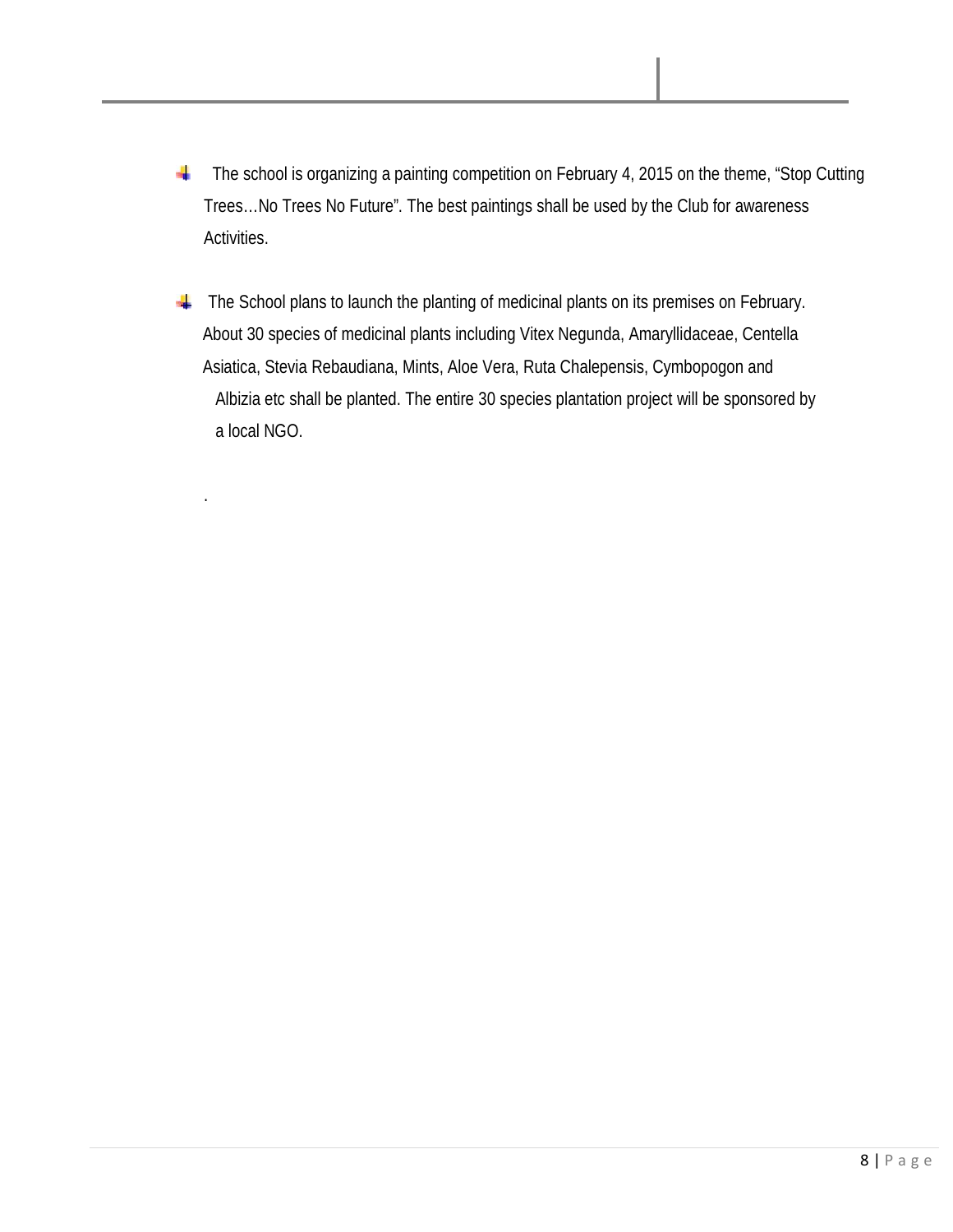- The school is organizing a painting competition on February 4, 2015 on the theme, "Stop Cutting Trees…No Trees No Future". The best paintings shall be used by the Club for awareness Activities.

- The School plans to launch the planting of medicinal plants on its premises on February. About 30 species of medicinal plants including Vitex Negunda, Amaryllidaceae, Centella Asiatica, Stevia Rebaudiana, Mints, Aloe Vera, Ruta Chalepensis, Cymbopogon and Albizia etc shall be planted. The entire 30 species plantation project will be sponsored by a local NGO.

.